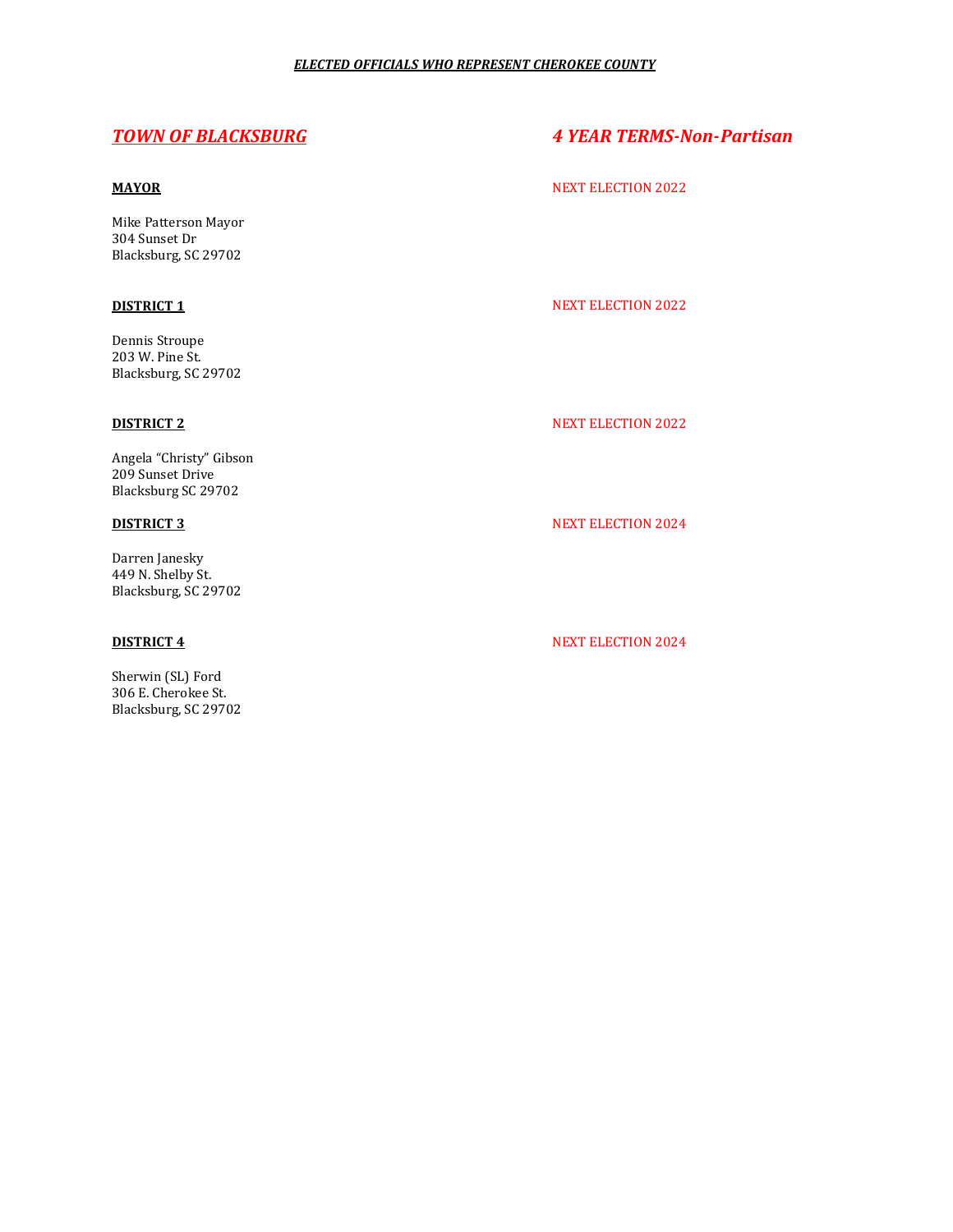***ELECTED OFFICIALS WHO REPRESENT CHEROKEE COUNTY***

## ***TOWN OF BLACKSBURG*** — ***4 YEAR TERMS-Non-Partisan***

**MAYOR** — NEXT ELECTION 2022

Mike Patterson Mayor
304 Sunset Dr
Blacksburg, SC 29702

**DISTRICT 1** — NEXT ELECTION 2022

Dennis Stroupe
203 W. Pine St.
Blacksburg, SC 29702

**DISTRICT 2** — NEXT ELECTION 2022

Angela "Christy" Gibson
209 Sunset Drive
Blacksburg SC 29702

**DISTRICT 3** — NEXT ELECTION 2024

Darren Janesky
449 N. Shelby St.
Blacksburg, SC 29702

**DISTRICT 4** — NEXT ELECTION 2024

Sherwin (SL) Ford
306 E. Cherokee St.
Blacksburg, SC 29702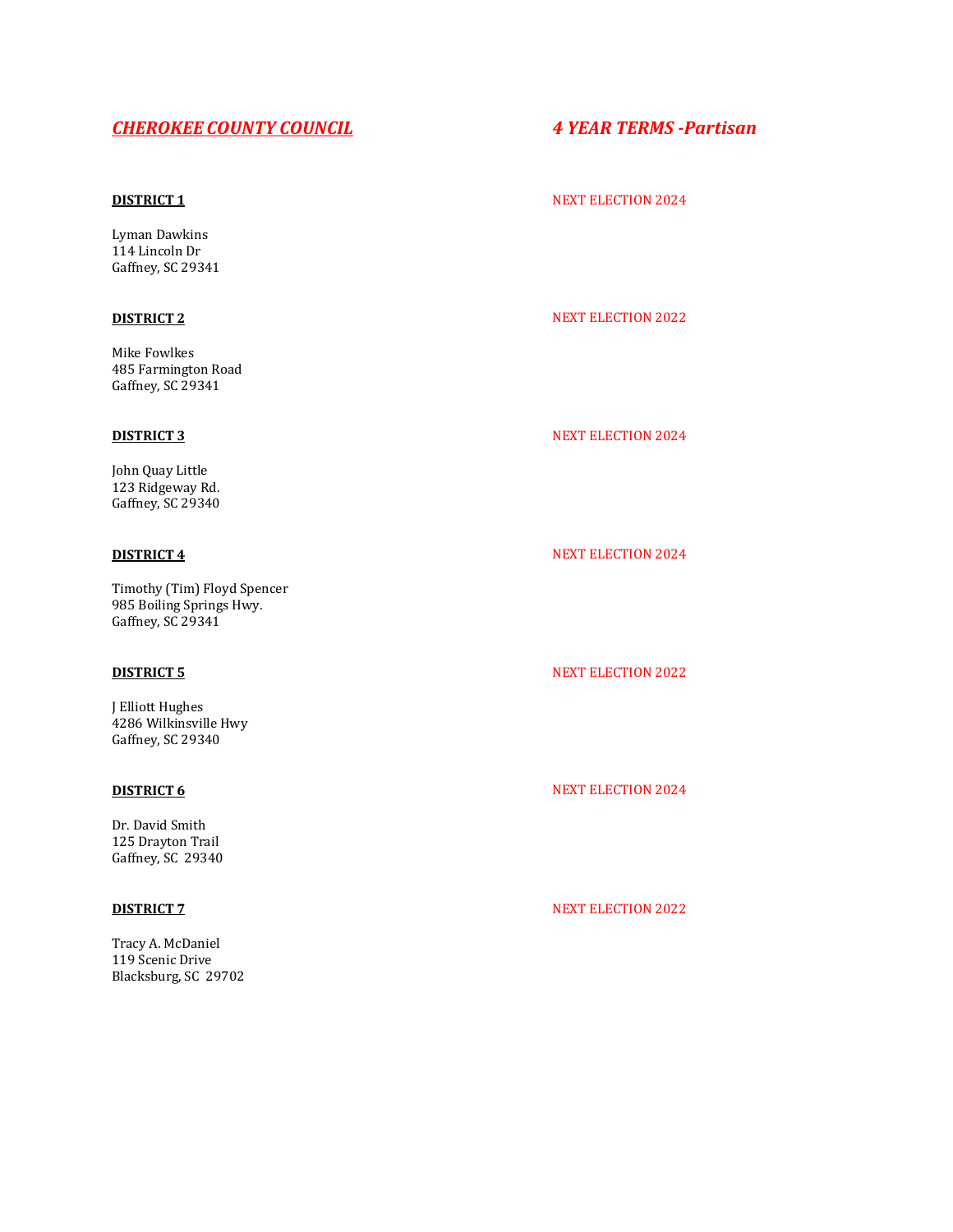## *CHEROKEE COUNTY COUNCIL* — *4 YEAR TERMS -Partisan*

**DISTRICT 1** — NEXT ELECTION 2024

Lyman Dawkins
114 Lincoln Dr
Gaffney, SC 29341

**DISTRICT 2** — NEXT ELECTION 2022

Mike Fowlkes
485 Farmington Road
Gaffney, SC 29341

**DISTRICT 3** — NEXT ELECTION 2024

John Quay Little
123 Ridgeway Rd.
Gaffney, SC 29340

**DISTRICT 4** — NEXT ELECTION 2024

Timothy (Tim) Floyd Spencer
985 Boiling Springs Hwy.
Gaffney, SC 29341

**DISTRICT 5** — NEXT ELECTION 2022

J Elliott Hughes
4286 Wilkinsville Hwy
Gaffney, SC 29340

**DISTRICT 6** — NEXT ELECTION 2024

Dr. David Smith
125 Drayton Trail
Gaffney, SC 29340

**DISTRICT 7** — NEXT ELECTION 2022

Tracy A. McDaniel
119 Scenic Drive
Blacksburg, SC 29702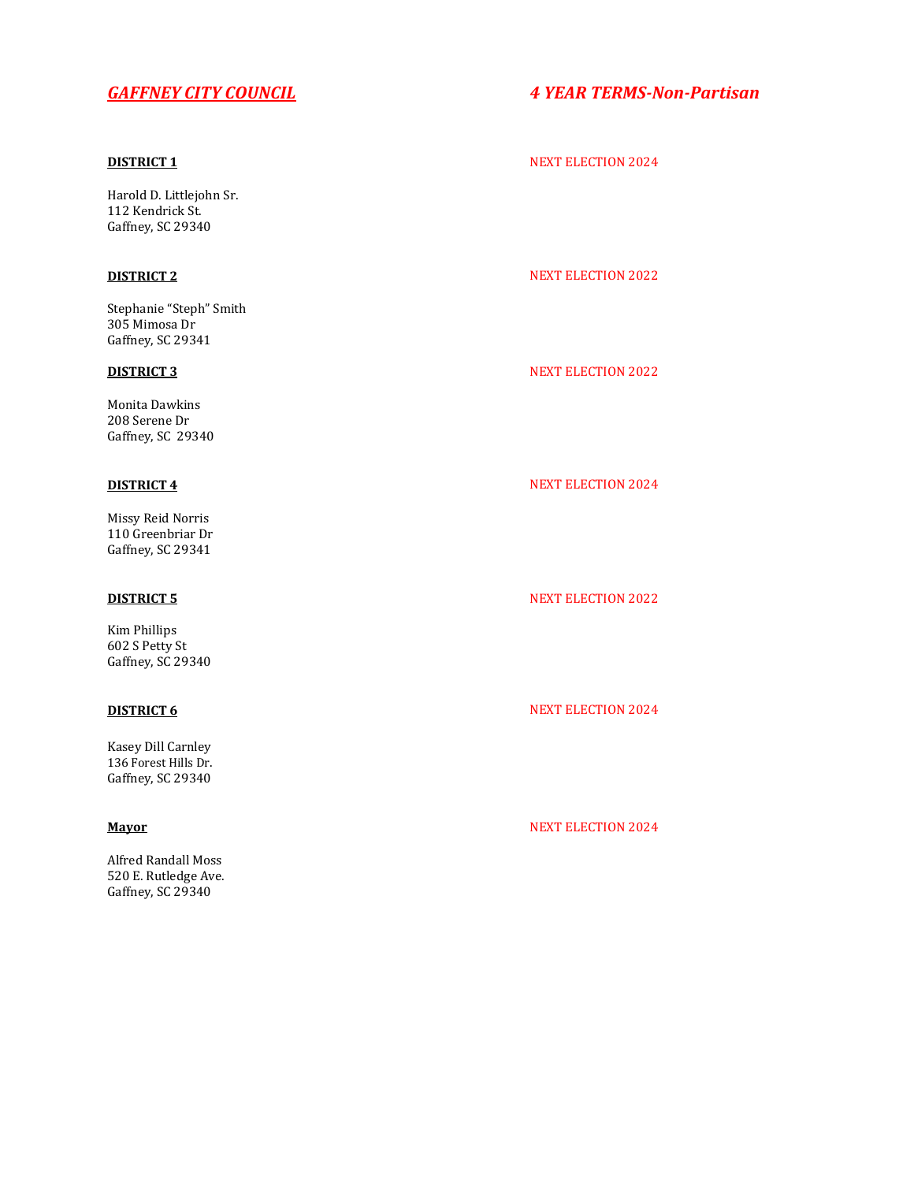## ***GAFFNEY CITY COUNCIL*** ***4 YEAR TERMS-Non-Partisan***

**DISTRICT 1** NEXT ELECTION 2024

Harold D. Littlejohn Sr.
112 Kendrick St.
Gaffney, SC 29340

**DISTRICT 2** NEXT ELECTION 2022

Stephanie "Steph" Smith
305 Mimosa Dr
Gaffney, SC 29341

**DISTRICT 3** NEXT ELECTION 2022

Monita Dawkins
208 Serene Dr
Gaffney, SC 29340

**DISTRICT 4** NEXT ELECTION 2024

Missy Reid Norris
110 Greenbriar Dr
Gaffney, SC 29341

**DISTRICT 5** NEXT ELECTION 2022

Kim Phillips
602 S Petty St
Gaffney, SC 29340

**DISTRICT 6** NEXT ELECTION 2024

Kasey Dill Carnley
136 Forest Hills Dr.
Gaffney, SC 29340

**Mayor** NEXT ELECTION 2024

Alfred Randall Moss
520 E. Rutledge Ave.
Gaffney, SC 29340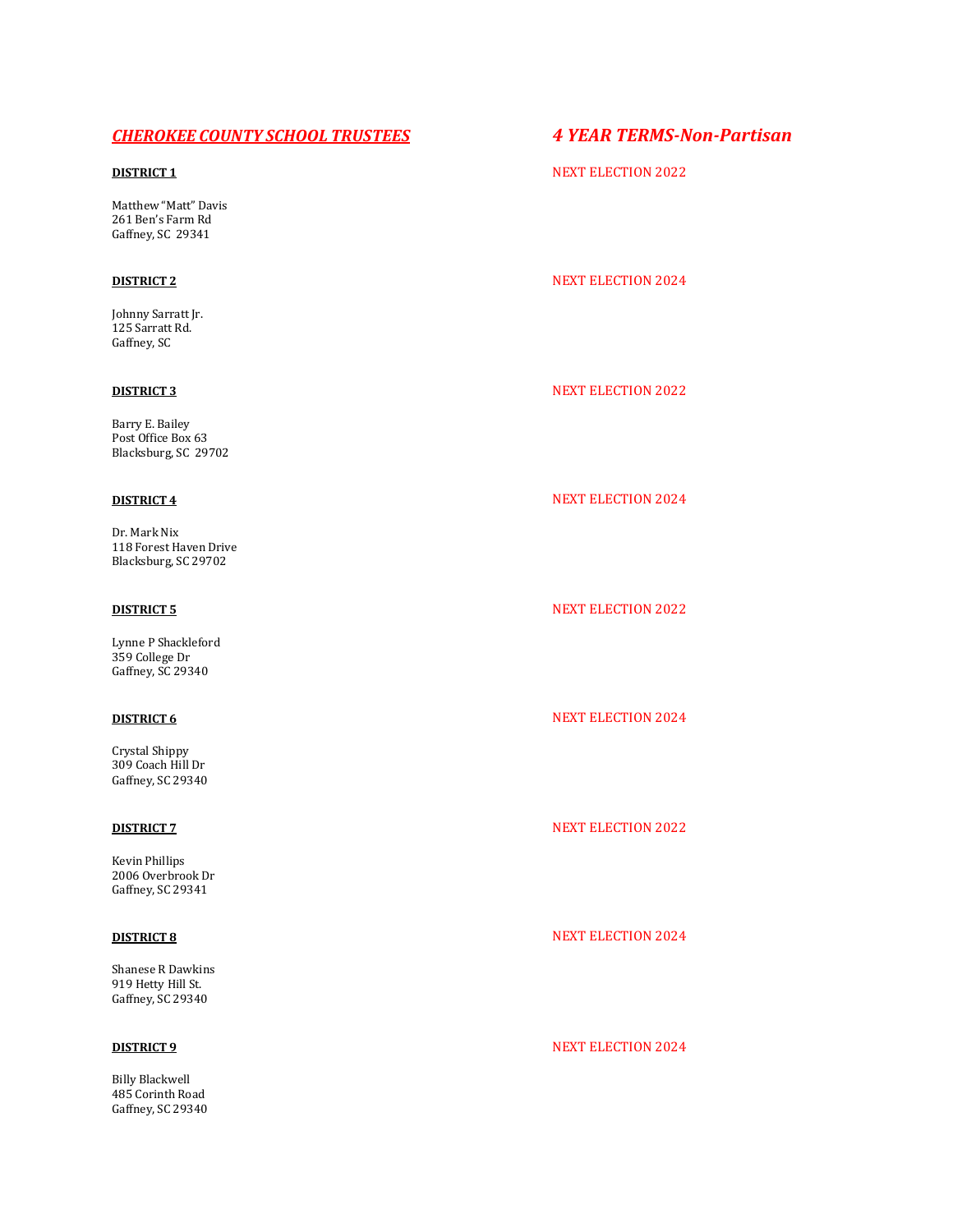## ***CHEROKEE COUNTY SCHOOL TRUSTEES*** — *4 YEAR TERMS-Non-Partisan*

**DISTRICT 1** — NEXT ELECTION 2022

Matthew "Matt" Davis
261 Ben's Farm Rd
Gaffney, SC 29341

**DISTRICT 2** — NEXT ELECTION 2024

Johnny Sarratt Jr.
125 Sarratt Rd.
Gaffney, SC

**DISTRICT 3** — NEXT ELECTION 2022

Barry E. Bailey
Post Office Box 63
Blacksburg, SC 29702

**DISTRICT 4** — NEXT ELECTION 2024

Dr. Mark Nix
118 Forest Haven Drive
Blacksburg, SC 29702

**DISTRICT 5** — NEXT ELECTION 2022

Lynne P Shackleford
359 College Dr
Gaffney, SC 29340

**DISTRICT 6** — NEXT ELECTION 2024

Crystal Shippy
309 Coach Hill Dr
Gaffney, SC 29340

**DISTRICT 7** — NEXT ELECTION 2022

Kevin Phillips
2006 Overbrook Dr
Gaffney, SC 29341

**DISTRICT 8** — NEXT ELECTION 2024

Shanese R Dawkins
919 Hetty Hill St.
Gaffney, SC 29340

**DISTRICT 9** — NEXT ELECTION 2024

Billy Blackwell
485 Corinth Road
Gaffney, SC 29340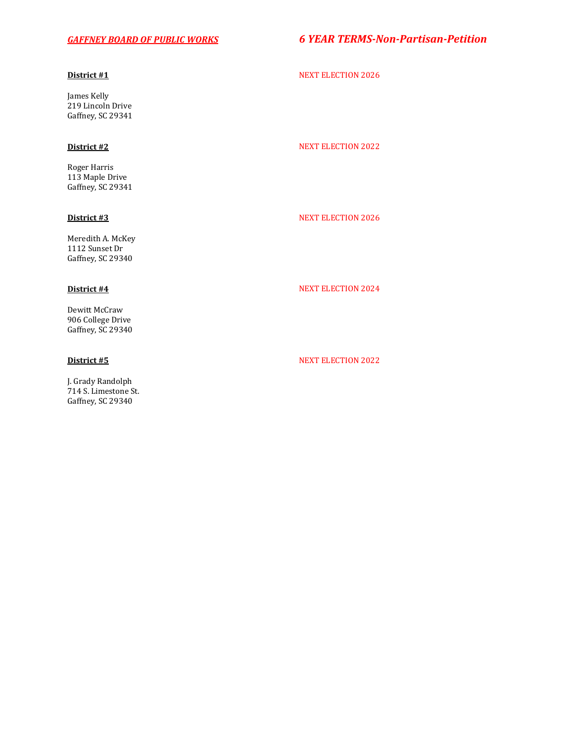## ***GAFFNEY BOARD OF PUBLIC WORKS*** ***6 YEAR TERMS-Non-Partisan-Petition***

**District #1** NEXT ELECTION 2026

James Kelly
219 Lincoln Drive
Gaffney, SC 29341

**District #2** NEXT ELECTION 2022

Roger Harris
113 Maple Drive
Gaffney, SC 29341

**District #3** NEXT ELECTION 2026

Meredith A. McKey
1112 Sunset Dr
Gaffney, SC 29340

**District #4** NEXT ELECTION 2024

Dewitt McCraw
906 College Drive
Gaffney, SC 29340

**District #5** NEXT ELECTION 2022

J. Grady Randolph
714 S. Limestone St.
Gaffney, SC 29340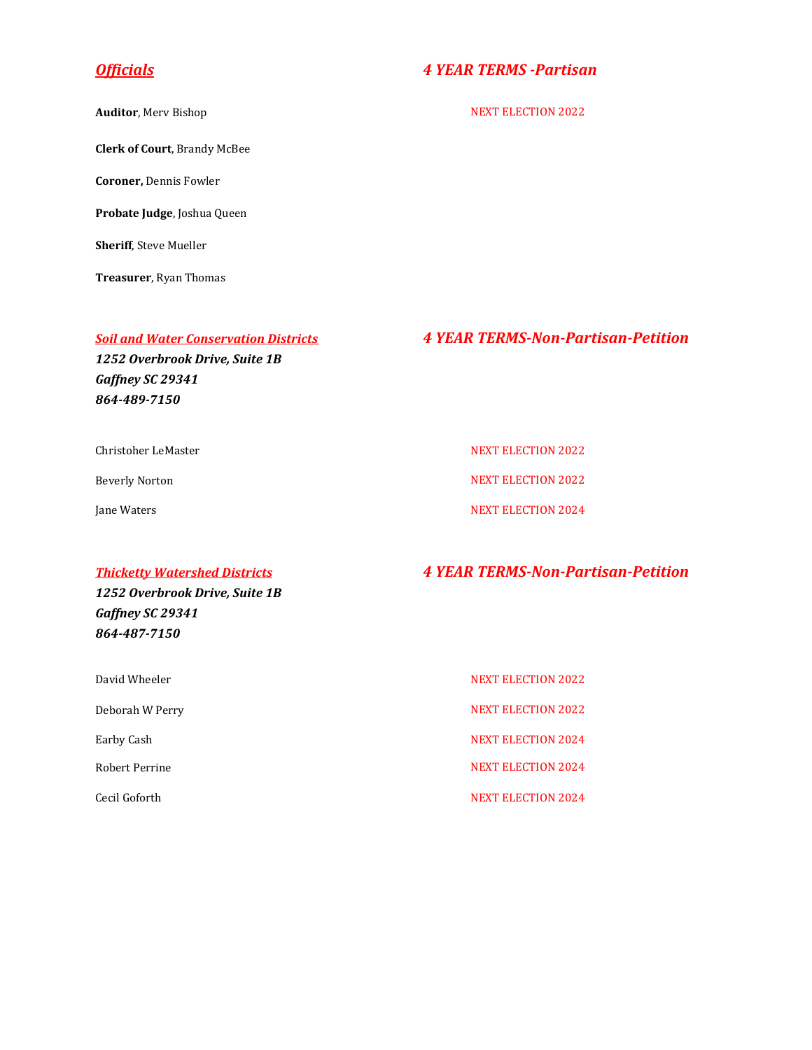## ***Officials*** — *4 YEAR TERMS -Partisan*

**Auditor**, Merv Bishop — NEXT ELECTION 2022

**Clerk of Court**, Brandy McBee

**Coroner,** Dennis Fowler

**Probate Judge**, Joshua Queen

**Sheriff**, Steve Mueller

**Treasurer**, Ryan Thomas

## ***Soil and Water Conservation Districts*** — *4 YEAR TERMS-Non-Partisan-Petition*

***1252 Overbrook Drive, Suite 1B***
***Gaffney SC 29341***
***864-489-7150***

| Name | Next Election |
|---|---|
| Christoher LeMaster | NEXT ELECTION 2022 |
| Beverly Norton | NEXT ELECTION 2022 |
| Jane Waters | NEXT ELECTION 2024 |

## ***Thicketty Watershed Districts*** — *4 YEAR TERMS-Non-Partisan-Petition*

***1252 Overbrook Drive, Suite 1B***
***Gaffney SC 29341***
***864-487-7150***

| Name | Next Election |
|---|---|
| David Wheeler | NEXT ELECTION 2022 |
| Deborah W Perry | NEXT ELECTION 2022 |
| Earby Cash | NEXT ELECTION 2024 |
| Robert Perrine | NEXT ELECTION 2024 |
| Cecil Goforth | NEXT ELECTION 2024 |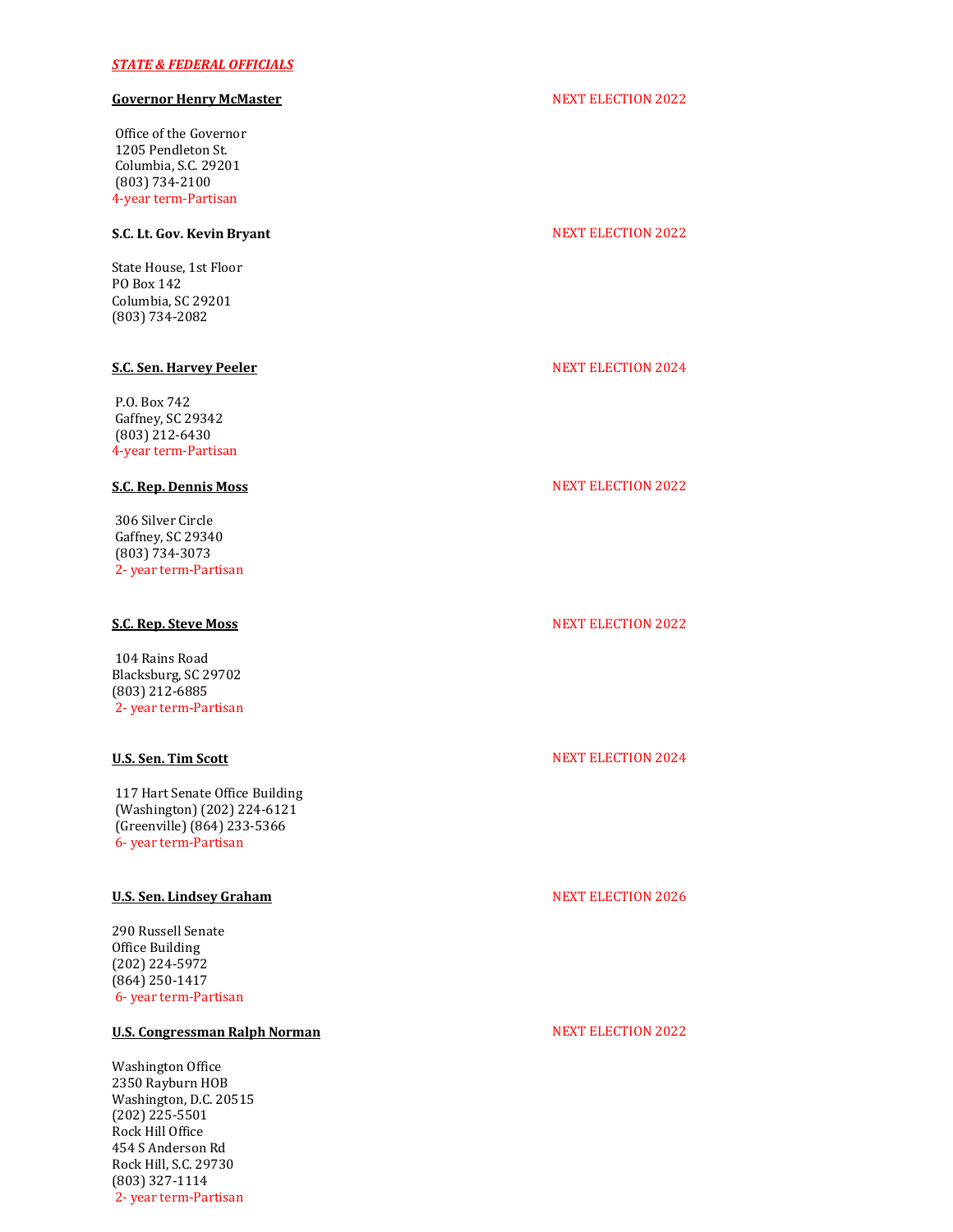***STATE & FEDERAL OFFICIALS***

**Governor Henry McMaster** NEXT ELECTION 2022

Office of the Governor
1205 Pendleton St.
Columbia, S.C. 29201
(803) 734-2100
4-year term-Partisan

**S.C. Lt. Gov. Kevin Bryant** NEXT ELECTION 2022

State House, 1st Floor
PO Box 142
Columbia, SC 29201
(803) 734-2082

**S.C. Sen. Harvey Peeler** NEXT ELECTION 2024

P.O. Box 742
Gaffney, SC 29342
(803) 212-6430
4-year term-Partisan

**S.C. Rep. Dennis Moss** NEXT ELECTION 2022

306 Silver Circle
Gaffney, SC 29340
(803) 734-3073
2- year term-Partisan

**S.C. Rep. Steve Moss** NEXT ELECTION 2022

104 Rains Road
Blacksburg, SC 29702
(803) 212-6885
2- year term-Partisan

**U.S. Sen. Tim Scott** NEXT ELECTION 2024

117 Hart Senate Office Building
(Washington) (202) 224-6121
(Greenville) (864) 233-5366
6- year term-Partisan

**U.S. Sen. Lindsey Graham** NEXT ELECTION 2026

290 Russell Senate
Office Building
(202) 224-5972
(864) 250-1417
6- year term-Partisan

**U.S. Congressman Ralph Norman** NEXT ELECTION 2022

Washington Office
2350 Rayburn HOB
Washington, D.C. 20515
(202) 225-5501
Rock Hill Office
454 S Anderson Rd
Rock Hill, S.C. 29730
(803) 327-1114
2- year term-Partisan